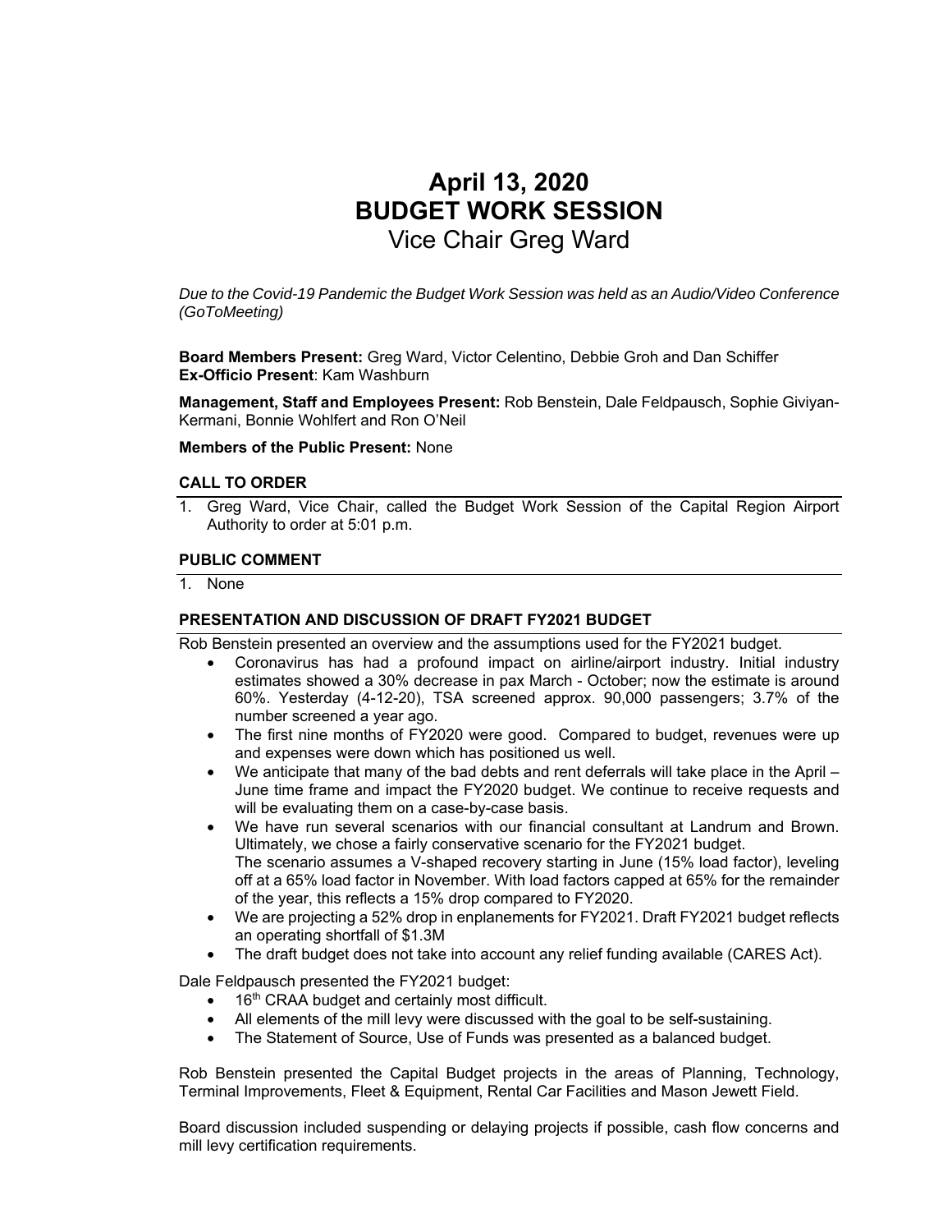# April 13, 2020
# BUDGET WORK SESSION
## Vice Chair Greg Ward

*Due to the Covid-19 Pandemic the Budget Work Session was held as an Audio/Video Conference (GoToMeeting)*

**Board Members Present:** Greg Ward, Victor Celentino, Debbie Groh and Dan Schiffer
**Ex-Officio Present**: Kam Washburn

**Management, Staff and Employees Present:** Rob Benstein, Dale Feldpausch, Sophie Giviyan-Kermani, Bonnie Wohlfert and Ron O'Neil

**Members of the Public Present:** None

### CALL TO ORDER

1. Greg Ward, Vice Chair, called the Budget Work Session of the Capital Region Airport Authority to order at 5:01 p.m.

### PUBLIC COMMENT

1. None

### PRESENTATION AND DISCUSSION OF DRAFT FY2021 BUDGET

Rob Benstein presented an overview and the assumptions used for the FY2021 budget.

- Coronavirus has had a profound impact on airline/airport industry. Initial industry estimates showed a 30% decrease in pax March - October; now the estimate is around 60%. Yesterday (4-12-20), TSA screened approx. 90,000 passengers; 3.7% of the number screened a year ago.
- The first nine months of FY2020 were good. Compared to budget, revenues were up and expenses were down which has positioned us well.
- We anticipate that many of the bad debts and rent deferrals will take place in the April – June time frame and impact the FY2020 budget. We continue to receive requests and will be evaluating them on a case-by-case basis.
- We have run several scenarios with our financial consultant at Landrum and Brown. Ultimately, we chose a fairly conservative scenario for the FY2021 budget.
  The scenario assumes a V-shaped recovery starting in June (15% load factor), leveling off at a 65% load factor in November. With load factors capped at 65% for the remainder of the year, this reflects a 15% drop compared to FY2020.
- We are projecting a 52% drop in enplanements for FY2021. Draft FY2021 budget reflects an operating shortfall of $1.3M
- The draft budget does not take into account any relief funding available (CARES Act).

Dale Feldpausch presented the FY2021 budget:

- 16th CRAA budget and certainly most difficult.
- All elements of the mill levy were discussed with the goal to be self-sustaining.
- The Statement of Source, Use of Funds was presented as a balanced budget.

Rob Benstein presented the Capital Budget projects in the areas of Planning, Technology, Terminal Improvements, Fleet & Equipment, Rental Car Facilities and Mason Jewett Field.

Board discussion included suspending or delaying projects if possible, cash flow concerns and mill levy certification requirements.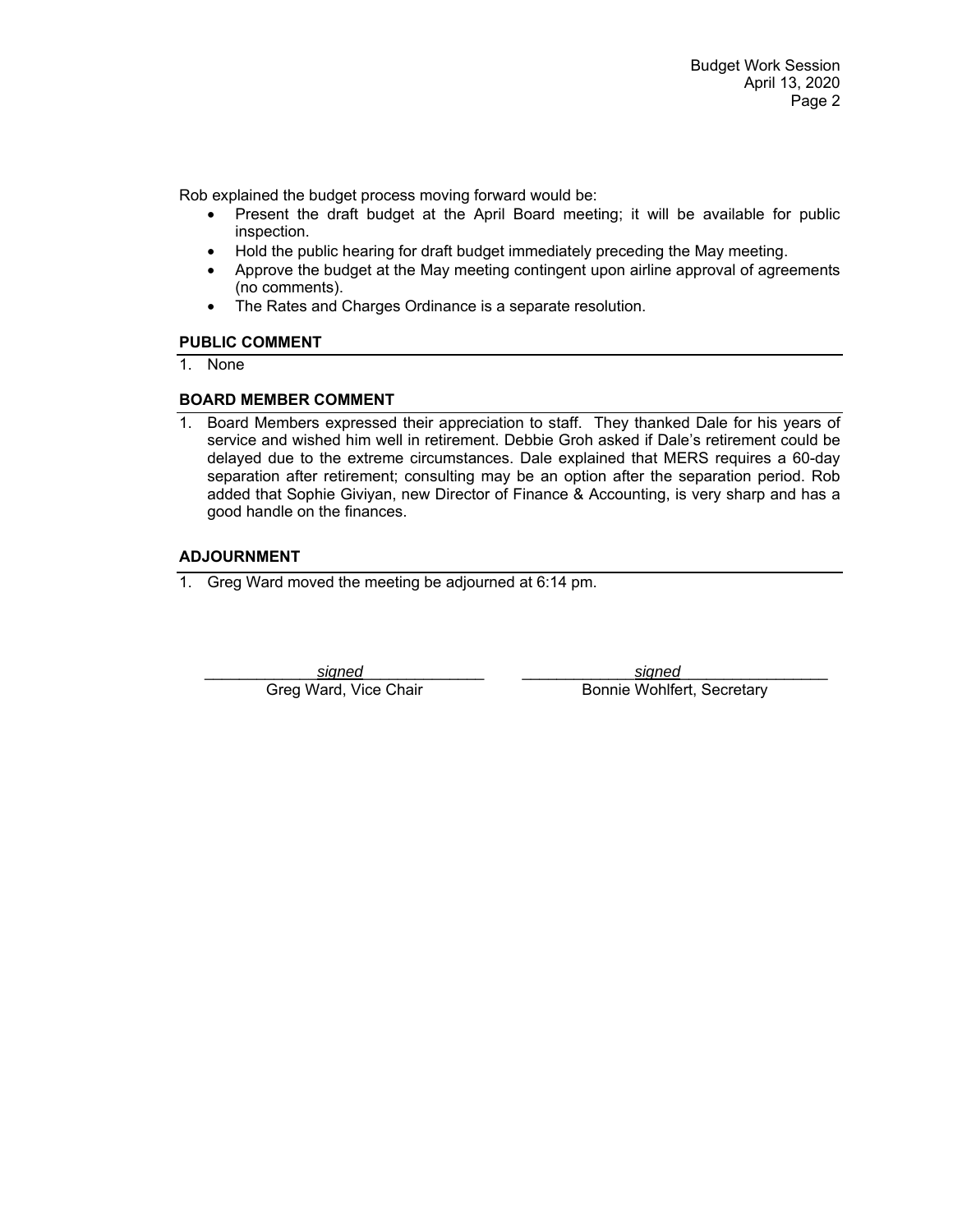Rob explained the budget process moving forward would be:

- Present the draft budget at the April Board meeting; it will be available for public inspection.
- Hold the public hearing for draft budget immediately preceding the May meeting.
- Approve the budget at the May meeting contingent upon airline approval of agreements (no comments).
- The Rates and Charges Ordinance is a separate resolution.

## PUBLIC COMMENT

1. None

## BOARD MEMBER COMMENT

1. Board Members expressed their appreciation to staff. They thanked Dale for his years of service and wished him well in retirement. Debbie Groh asked if Dale's retirement could be delayed due to the extreme circumstances. Dale explained that MERS requires a 60-day separation after retirement; consulting may be an option after the separation period. Rob added that Sophie Giviyan, new Director of Finance & Accounting, is very sharp and has a good handle on the finances.

## ADJOURNMENT

1. Greg Ward moved the meeting be adjourned at 6:14 pm.

_signed_
Greg Ward, Vice Chair

_signed_
Bonnie Wohlfert, Secretary